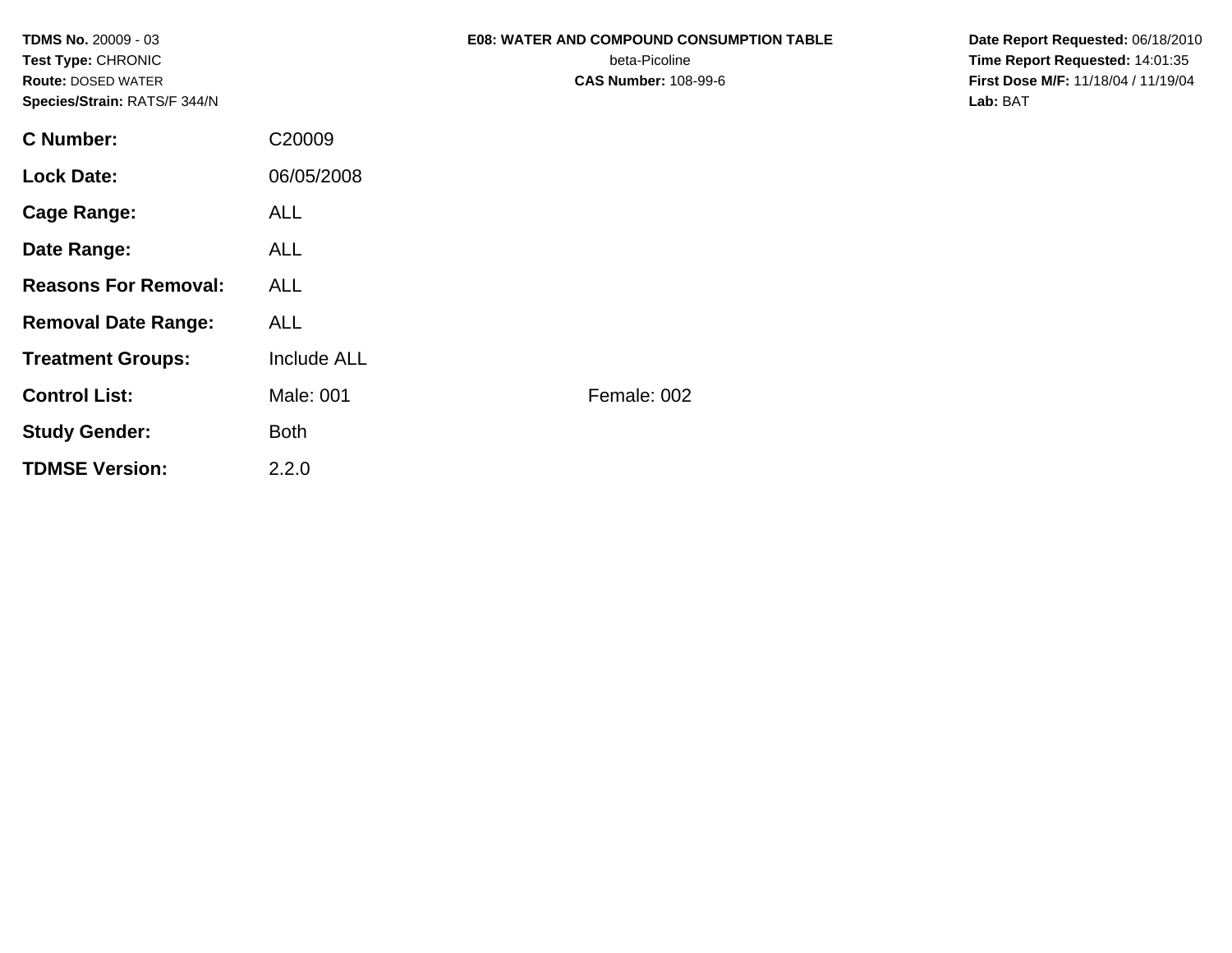**TDMS No.** 20009 - 03
**Test Type:** CHRONIC
**Route:** DOSED WATER
**Species/Strain:** RATS/F 344/N

**E08: WATER AND COMPOUND CONSUMPTION TABLE**
beta-Picoline
**CAS Number:** 108-99-6

**Date Report Requested:** 06/18/2010
**Time Report Requested:** 14:01:35
**First Dose M/F:** 11/18/04 / 11/19/04
**Lab:** BAT

| | | |
|---|---|---|
| **C Number:** | C20009 | |
| **Lock Date:** | 06/05/2008 | |
| **Cage Range:** | ALL | |
| **Date Range:** | ALL | |
| **Reasons For Removal:** | ALL | |
| **Removal Date Range:** | ALL | |
| **Treatment Groups:** | Include ALL | |
| **Control List:** | Male: 001 | Female: 002 |
| **Study Gender:** | Both | |
| **TDMSE Version:** | 2.2.0 | |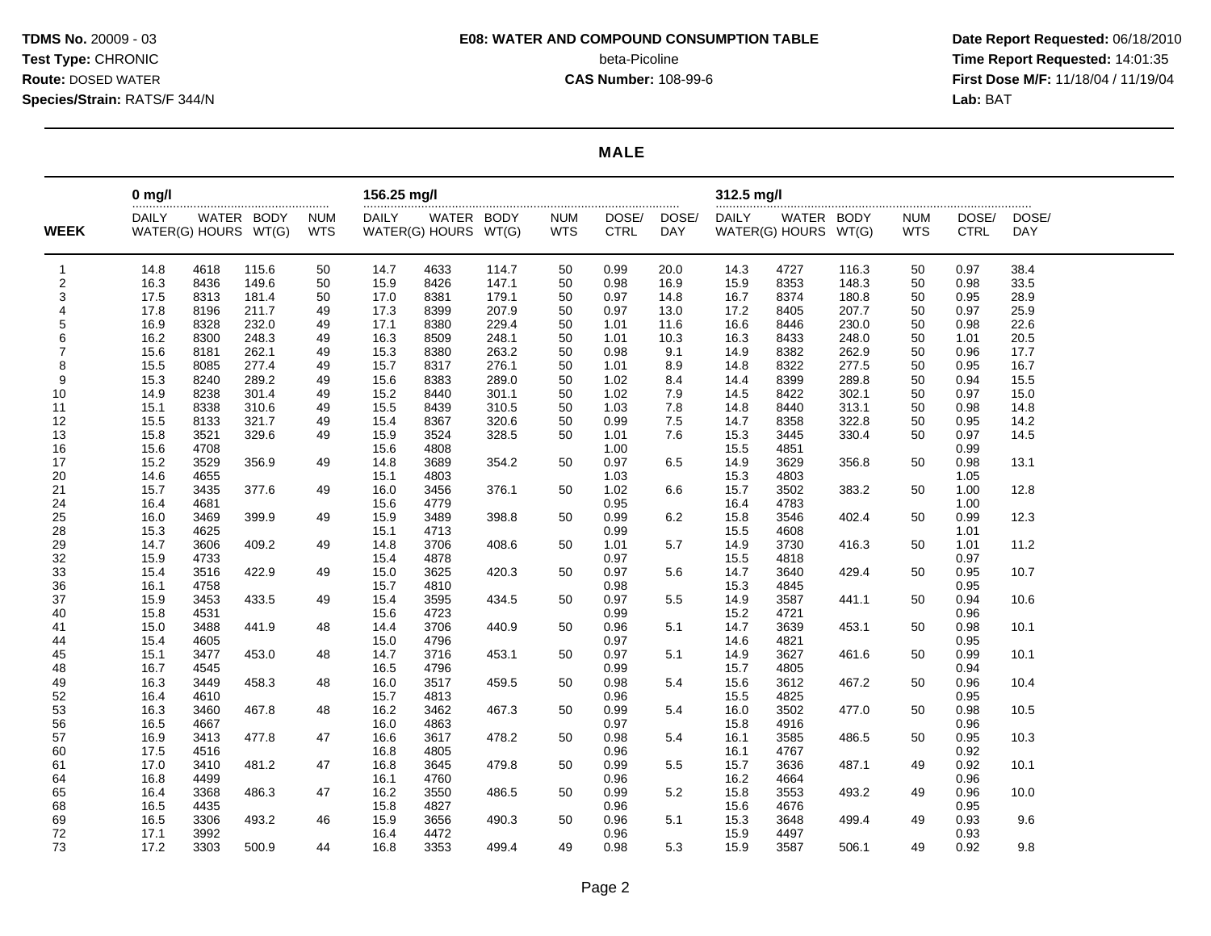**TDMS No.** 20009 - 03
**Test Type:** CHRONIC
**Route:** DOSED WATER
**Species/Strain:** RATS/F 344/N

**E08: WATER AND COMPOUND CONSUMPTION TABLE**
beta-Picoline
**CAS Number:** 108-99-6

**Date Report Requested:** 06/18/2010
**Time Report Requested:** 14:01:35
**First Dose M/F:** 11/18/04 / 11/19/04
**Lab:** BAT

## MALE

| | 0 mg/l | | | | 156.25 mg/l | | | | | | 312.5 mg/l | | | | | |
|---|---|---|---|---|---|---|---|---|---|---|---|---|---|---|---|---|
| WEEK | DAILY WATER(G) | WATER HOURS | BODY WT(G) | NUM WTS | DAILY WATER(G) | WATER HOURS | BODY WT(G) | NUM WTS | DOSE/ CTRL | DOSE/ DAY | DAILY WATER(G) | WATER HOURS | BODY WT(G) | NUM WTS | DOSE/ CTRL | DOSE/ DAY |
| 1 | 14.8 | 4618 | 115.6 | 50 | 14.7 | 4633 | 114.7 | 50 | 0.99 | 20.0 | 14.3 | 4727 | 116.3 | 50 | 0.97 | 38.4 |
| 2 | 16.3 | 8436 | 149.6 | 50 | 15.9 | 8426 | 147.1 | 50 | 0.98 | 16.9 | 15.9 | 8353 | 148.3 | 50 | 0.98 | 33.5 |
| 3 | 17.5 | 8313 | 181.4 | 50 | 17.0 | 8381 | 179.1 | 50 | 0.97 | 14.8 | 16.7 | 8374 | 180.8 | 50 | 0.95 | 28.9 |
| 4 | 17.8 | 8196 | 211.7 | 49 | 17.3 | 8399 | 207.9 | 50 | 0.97 | 13.0 | 17.2 | 8405 | 207.7 | 50 | 0.97 | 25.9 |
| 5 | 16.9 | 8328 | 232.0 | 49 | 17.1 | 8380 | 229.4 | 50 | 1.01 | 11.6 | 16.6 | 8446 | 230.0 | 50 | 0.98 | 22.6 |
| 6 | 16.2 | 8300 | 248.3 | 49 | 16.3 | 8509 | 248.1 | 50 | 1.01 | 10.3 | 16.3 | 8433 | 248.0 | 50 | 1.01 | 20.5 |
| 7 | 15.6 | 8181 | 262.1 | 49 | 15.3 | 8380 | 263.2 | 50 | 0.98 | 9.1 | 14.9 | 8382 | 262.9 | 50 | 0.96 | 17.7 |
| 8 | 15.5 | 8085 | 277.4 | 49 | 15.7 | 8317 | 276.1 | 50 | 1.01 | 8.9 | 14.8 | 8322 | 277.5 | 50 | 0.95 | 16.7 |
| 9 | 15.3 | 8240 | 289.2 | 49 | 15.6 | 8383 | 289.0 | 50 | 1.02 | 8.4 | 14.4 | 8399 | 289.8 | 50 | 0.94 | 15.5 |
| 10 | 14.9 | 8238 | 301.4 | 49 | 15.2 | 8440 | 301.1 | 50 | 1.02 | 7.9 | 14.5 | 8422 | 302.1 | 50 | 0.97 | 15.0 |
| 11 | 15.1 | 8338 | 310.6 | 49 | 15.5 | 8439 | 310.5 | 50 | 1.03 | 7.8 | 14.8 | 8440 | 313.1 | 50 | 0.98 | 14.8 |
| 12 | 15.5 | 8133 | 321.7 | 49 | 15.4 | 8367 | 320.6 | 50 | 0.99 | 7.5 | 14.7 | 8358 | 322.8 | 50 | 0.95 | 14.2 |
| 13 | 15.8 | 3521 | 329.6 | 49 | 15.9 | 3524 | 328.5 | 50 | 1.01 | 7.6 | 15.3 | 3445 | 330.4 | 50 | 0.97 | 14.5 |
| 16 | 15.6 | 4708 | | | 15.6 | 4808 | | | 1.00 | | 15.5 | 4851 | | | 0.99 | |
| 17 | 15.2 | 3529 | 356.9 | 49 | 14.8 | 3689 | 354.2 | 50 | 0.97 | 6.5 | 14.9 | 3629 | 356.8 | 50 | 0.98 | 13.1 |
| 20 | 14.6 | 4655 | | | 15.1 | 4803 | | | 1.03 | | 15.3 | 4803 | | | 1.05 | |
| 21 | 15.7 | 3435 | 377.6 | 49 | 16.0 | 3456 | 376.1 | 50 | 1.02 | 6.6 | 15.7 | 3502 | 383.2 | 50 | 1.00 | 12.8 |
| 24 | 16.4 | 4681 | | | 15.6 | 4779 | | | 0.95 | | 16.4 | 4783 | | | 1.00 | |
| 25 | 16.0 | 3469 | 399.9 | 49 | 15.9 | 3489 | 398.8 | 50 | 0.99 | 6.2 | 15.8 | 3546 | 402.4 | 50 | 0.99 | 12.3 |
| 28 | 15.3 | 4625 | | | 15.1 | 4713 | | | 0.99 | | 15.5 | 4608 | | | 1.01 | |
| 29 | 14.7 | 3606 | 409.2 | 49 | 14.8 | 3706 | 408.6 | 50 | 1.01 | 5.7 | 14.9 | 3730 | 416.3 | 50 | 1.01 | 11.2 |
| 32 | 15.9 | 4733 | | | 15.4 | 4878 | | | 0.97 | | 15.5 | 4818 | | | 0.97 | |
| 33 | 15.4 | 3516 | 422.9 | 49 | 15.0 | 3625 | 420.3 | 50 | 0.97 | 5.6 | 14.7 | 3640 | 429.4 | 50 | 0.95 | 10.7 |
| 36 | 16.1 | 4758 | | | 15.7 | 4810 | | | 0.98 | | 15.3 | 4845 | | | 0.95 | |
| 37 | 15.9 | 3453 | 433.5 | 49 | 15.4 | 3595 | 434.5 | 50 | 0.97 | 5.5 | 14.9 | 3587 | 441.1 | 50 | 0.94 | 10.6 |
| 40 | 15.8 | 4531 | | | 15.6 | 4723 | | | 0.99 | | 15.2 | 4721 | | | 0.96 | |
| 41 | 15.0 | 3488 | 441.9 | 48 | 14.4 | 3706 | 440.9 | 50 | 0.96 | 5.1 | 14.7 | 3639 | 453.1 | 50 | 0.98 | 10.1 |
| 44 | 15.4 | 4605 | | | 15.0 | 4796 | | | 0.97 | | 14.6 | 4821 | | | 0.95 | |
| 45 | 15.1 | 3477 | 453.0 | 48 | 14.7 | 3716 | 453.1 | 50 | 0.97 | 5.1 | 14.9 | 3627 | 461.6 | 50 | 0.99 | 10.1 |
| 48 | 16.7 | 4545 | | | 16.5 | 4796 | | | 0.99 | | 15.7 | 4805 | | | 0.94 | |
| 49 | 16.3 | 3449 | 458.3 | 48 | 16.0 | 3517 | 459.5 | 50 | 0.98 | 5.4 | 15.6 | 3612 | 467.2 | 50 | 0.96 | 10.4 |
| 52 | 16.4 | 4610 | | | 15.7 | 4813 | | | 0.96 | | 15.5 | 4825 | | | 0.95 | |
| 53 | 16.3 | 3460 | 467.8 | 48 | 16.2 | 3462 | 467.3 | 50 | 0.99 | 5.4 | 16.0 | 3502 | 477.0 | 50 | 0.98 | 10.5 |
| 56 | 16.5 | 4667 | | | 16.0 | 4863 | | | 0.97 | | 15.8 | 4916 | | | 0.96 | |
| 57 | 16.9 | 3413 | 477.8 | 47 | 16.6 | 3617 | 478.2 | 50 | 0.98 | 5.4 | 16.1 | 3585 | 486.5 | 50 | 0.95 | 10.3 |
| 60 | 17.5 | 4516 | | | 16.8 | 4805 | | | 0.96 | | 16.1 | 4767 | | | 0.92 | |
| 61 | 17.0 | 3410 | 481.2 | 47 | 16.8 | 3645 | 479.8 | 50 | 0.99 | 5.5 | 15.7 | 3636 | 487.1 | 49 | 0.92 | 10.1 |
| 64 | 16.8 | 4499 | | | 16.1 | 4760 | | | 0.96 | | 16.2 | 4664 | | | 0.96 | |
| 65 | 16.4 | 3368 | 486.3 | 47 | 16.2 | 3550 | 486.5 | 50 | 0.99 | 5.2 | 15.8 | 3553 | 493.2 | 49 | 0.96 | 10.0 |
| 68 | 16.5 | 4435 | | | 15.8 | 4827 | | | 0.96 | | 15.6 | 4676 | | | 0.95 | |
| 69 | 16.5 | 3306 | 493.2 | 46 | 15.9 | 3656 | 490.3 | 50 | 0.96 | 5.1 | 15.3 | 3648 | 499.4 | 49 | 0.93 | 9.6 |
| 72 | 17.1 | 3992 | | | 16.4 | 4472 | | | 0.96 | | 15.9 | 4497 | | | 0.93 | |
| 73 | 17.2 | 3303 | 500.9 | 44 | 16.8 | 3353 | 499.4 | 49 | 0.98 | 5.3 | 15.9 | 3587 | 506.1 | 49 | 0.92 | 9.8 |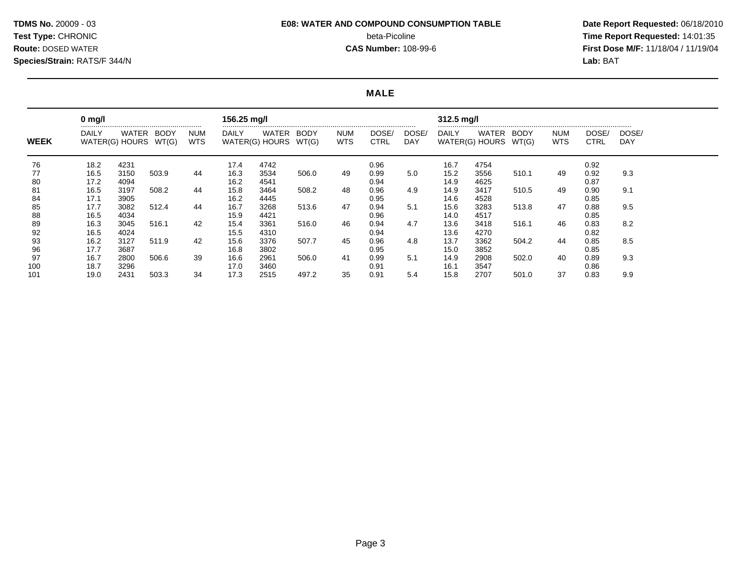**TDMS No.** 20009 - 03
**Test Type:** CHRONIC
**Route:** DOSED WATER
**Species/Strain:** RATS/F 344/N

**E08: WATER AND COMPOUND CONSUMPTION TABLE**
beta-Picoline
**CAS Number:** 108-99-6

**Date Report Requested:** 06/18/2010
**Time Report Requested:** 14:01:35
**First Dose M/F:** 11/18/04 / 11/19/04
**Lab:** BAT

## MALE

| | 0 mg/l | | | | 156.25 mg/l | | | | | | 312.5 mg/l | | | | | |
|---|---|---|---|---|---|---|---|---|---|---|---|---|---|---|---|---|
| WEEK | DAILY WATER(G) | WATER HOURS | BODY WT(G) | NUM WTS | DAILY WATER(G) | WATER HOURS | BODY WT(G) | NUM WTS | DOSE/ CTRL | DOSE/ DAY | DAILY WATER(G) | WATER HOURS | BODY WT(G) | NUM WTS | DOSE/ CTRL | DOSE/ DAY |
| 76 | 18.2 | 4231 | | | 17.4 | 4742 | | | 0.96 | | 16.7 | 4754 | | | 0.92 | |
| 77 | 16.5 | 3150 | 503.9 | 44 | 16.3 | 3534 | 506.0 | 49 | 0.99 | 5.0 | 15.2 | 3556 | 510.1 | 49 | 0.92 | 9.3 |
| 80 | 17.2 | 4094 | | | 16.2 | 4541 | | | 0.94 | | 14.9 | 4625 | | | 0.87 | |
| 81 | 16.5 | 3197 | 508.2 | 44 | 15.8 | 3464 | 508.2 | 48 | 0.96 | 4.9 | 14.9 | 3417 | 510.5 | 49 | 0.90 | 9.1 |
| 84 | 17.1 | 3905 | | | 16.2 | 4445 | | | 0.95 | | 14.6 | 4528 | | | 0.85 | |
| 85 | 17.7 | 3082 | 512.4 | 44 | 16.7 | 3268 | 513.6 | 47 | 0.94 | 5.1 | 15.6 | 3283 | 513.8 | 47 | 0.88 | 9.5 |
| 88 | 16.5 | 4034 | | | 15.9 | 4421 | | | 0.96 | | 14.0 | 4517 | | | 0.85 | |
| 89 | 16.3 | 3045 | 516.1 | 42 | 15.4 | 3361 | 516.0 | 46 | 0.94 | 4.7 | 13.6 | 3418 | 516.1 | 46 | 0.83 | 8.2 |
| 92 | 16.5 | 4024 | | | 15.5 | 4310 | | | 0.94 | | 13.6 | 4270 | | | 0.82 | |
| 93 | 16.2 | 3127 | 511.9 | 42 | 15.6 | 3376 | 507.7 | 45 | 0.96 | 4.8 | 13.7 | 3362 | 504.2 | 44 | 0.85 | 8.5 |
| 96 | 17.7 | 3687 | | | 16.8 | 3802 | | | 0.95 | | 15.0 | 3852 | | | 0.85 | |
| 97 | 16.7 | 2800 | 506.6 | 39 | 16.6 | 2961 | 506.0 | 41 | 0.99 | 5.1 | 14.9 | 2908 | 502.0 | 40 | 0.89 | 9.3 |
| 100 | 18.7 | 3296 | | | 17.0 | 3460 | | | 0.91 | | 16.1 | 3547 | | | 0.86 | |
| 101 | 19.0 | 2431 | 503.3 | 34 | 17.3 | 2515 | 497.2 | 35 | 0.91 | 5.4 | 15.8 | 2707 | 501.0 | 37 | 0.83 | 9.9 |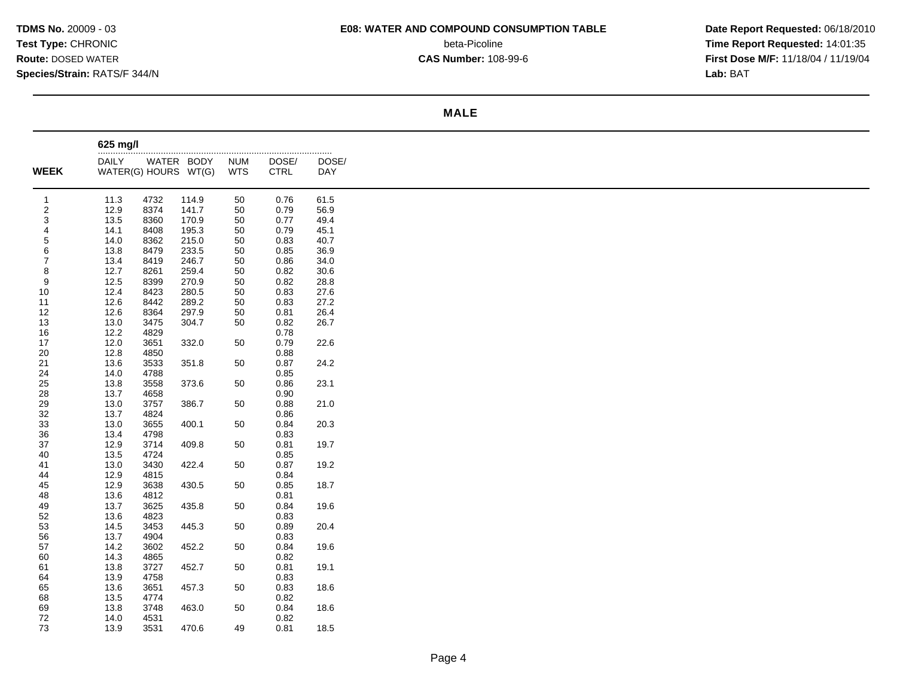**TDMS No.** 20009 - 03
**Test Type:** CHRONIC
**Route:** DOSED WATER
**Species/Strain:** RATS/F 344/N

**E08: WATER AND COMPOUND CONSUMPTION TABLE**
beta-Picoline
**CAS Number:** 108-99-6

**Date Report Requested:** 06/18/2010
**Time Report Requested:** 14:01:35
**First Dose M/F:** 11/18/04 / 11/19/04
**Lab:** BAT

## MALE

| WEEK | 625 mg/l | | | | | |
|---|---|---|---|---|---|---|
| | DAILY WATER(G) | WATER HOURS | BODY WT(G) | NUM WTS | DOSE/ CTRL | DOSE/ DAY |
| 1 | 11.3 | 4732 | 114.9 | 50 | 0.76 | 61.5 |
| 2 | 12.9 | 8374 | 141.7 | 50 | 0.79 | 56.9 |
| 3 | 13.5 | 8360 | 170.9 | 50 | 0.77 | 49.4 |
| 4 | 14.1 | 8408 | 195.3 | 50 | 0.79 | 45.1 |
| 5 | 14.0 | 8362 | 215.0 | 50 | 0.83 | 40.7 |
| 6 | 13.8 | 8479 | 233.5 | 50 | 0.85 | 36.9 |
| 7 | 13.4 | 8419 | 246.7 | 50 | 0.86 | 34.0 |
| 8 | 12.7 | 8261 | 259.4 | 50 | 0.82 | 30.6 |
| 9 | 12.5 | 8399 | 270.9 | 50 | 0.82 | 28.8 |
| 10 | 12.4 | 8423 | 280.5 | 50 | 0.83 | 27.6 |
| 11 | 12.6 | 8442 | 289.2 | 50 | 0.83 | 27.2 |
| 12 | 12.6 | 8364 | 297.9 | 50 | 0.81 | 26.4 |
| 13 | 13.0 | 3475 | 304.7 | 50 | 0.82 | 26.7 |
| 16 | 12.2 | 4829 | | | 0.78 | |
| 17 | 12.0 | 3651 | 332.0 | 50 | 0.79 | 22.6 |
| 20 | 12.8 | 4850 | | | 0.88 | |
| 21 | 13.6 | 3533 | 351.8 | 50 | 0.87 | 24.2 |
| 24 | 14.0 | 4788 | | | 0.85 | |
| 25 | 13.8 | 3558 | 373.6 | 50 | 0.86 | 23.1 |
| 28 | 13.7 | 4658 | | | 0.90 | |
| 29 | 13.0 | 3757 | 386.7 | 50 | 0.88 | 21.0 |
| 32 | 13.7 | 4824 | | | 0.86 | |
| 33 | 13.0 | 3655 | 400.1 | 50 | 0.84 | 20.3 |
| 36 | 13.4 | 4798 | | | 0.83 | |
| 37 | 12.9 | 3714 | 409.8 | 50 | 0.81 | 19.7 |
| 40 | 13.5 | 4724 | | | 0.85 | |
| 41 | 13.0 | 3430 | 422.4 | 50 | 0.87 | 19.2 |
| 44 | 12.9 | 4815 | | | 0.84 | |
| 45 | 12.9 | 3638 | 430.5 | 50 | 0.85 | 18.7 |
| 48 | 13.6 | 4812 | | | 0.81 | |
| 49 | 13.7 | 3625 | 435.8 | 50 | 0.84 | 19.6 |
| 52 | 13.6 | 4823 | | | 0.83 | |
| 53 | 14.5 | 3453 | 445.3 | 50 | 0.89 | 20.4 |
| 56 | 13.7 | 4904 | | | 0.83 | |
| 57 | 14.2 | 3602 | 452.2 | 50 | 0.84 | 19.6 |
| 60 | 14.3 | 4865 | | | 0.82 | |
| 61 | 13.8 | 3727 | 452.7 | 50 | 0.81 | 19.1 |
| 64 | 13.9 | 4758 | | | 0.83 | |
| 65 | 13.6 | 3651 | 457.3 | 50 | 0.83 | 18.6 |
| 68 | 13.5 | 4774 | | | 0.82 | |
| 69 | 13.8 | 3748 | 463.0 | 50 | 0.84 | 18.6 |
| 72 | 14.0 | 4531 | | | 0.82 | |
| 73 | 13.9 | 3531 | 470.6 | 49 | 0.81 | 18.5 |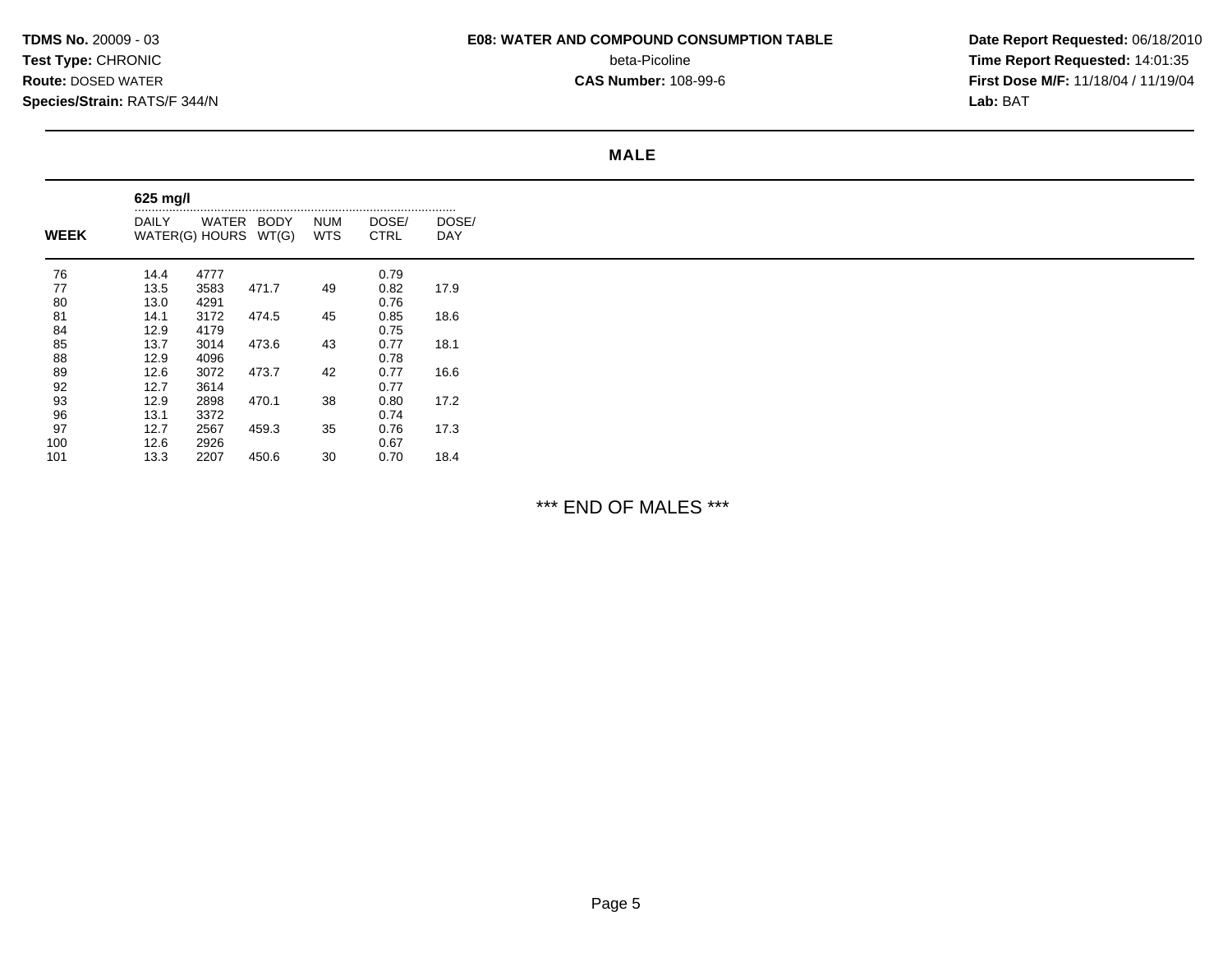**TDMS No.** 20009 - 03
**Test Type:** CHRONIC
**Route:** DOSED WATER
**Species/Strain:** RATS/F 344/N

**E08: WATER AND COMPOUND CONSUMPTION TABLE**
beta-Picoline
**CAS Number:** 108-99-6

**Date Report Requested:** 06/18/2010
**Time Report Requested:** 14:01:35
**First Dose M/F:** 11/18/04 / 11/19/04
**Lab:** BAT

## MALE

| WEEK | 625 mg/l | | | | | |
|---|---|---|---|---|---|---|
| | DAILY WATER(G) | WATER HOURS | BODY WT(G) | NUM WTS | DOSE/ CTRL | DOSE/ DAY |
| 76 | 14.4 | 4777 | | | 0.79 | |
| 77 | 13.5 | 3583 | 471.7 | 49 | 0.82 | 17.9 |
| 80 | 13.0 | 4291 | | | 0.76 | |
| 81 | 14.1 | 3172 | 474.5 | 45 | 0.85 | 18.6 |
| 84 | 12.9 | 4179 | | | 0.75 | |
| 85 | 13.7 | 3014 | 473.6 | 43 | 0.77 | 18.1 |
| 88 | 12.9 | 4096 | | | 0.78 | |
| 89 | 12.6 | 3072 | 473.7 | 42 | 0.77 | 16.6 |
| 92 | 12.7 | 3614 | | | 0.77 | |
| 93 | 12.9 | 2898 | 470.1 | 38 | 0.80 | 17.2 |
| 96 | 13.1 | 3372 | | | 0.74 | |
| 97 | 12.7 | 2567 | 459.3 | 35 | 0.76 | 17.3 |
| 100 | 12.6 | 2926 | | | 0.67 | |
| 101 | 13.3 | 2207 | 450.6 | 30 | 0.70 | 18.4 |

*** END OF MALES ***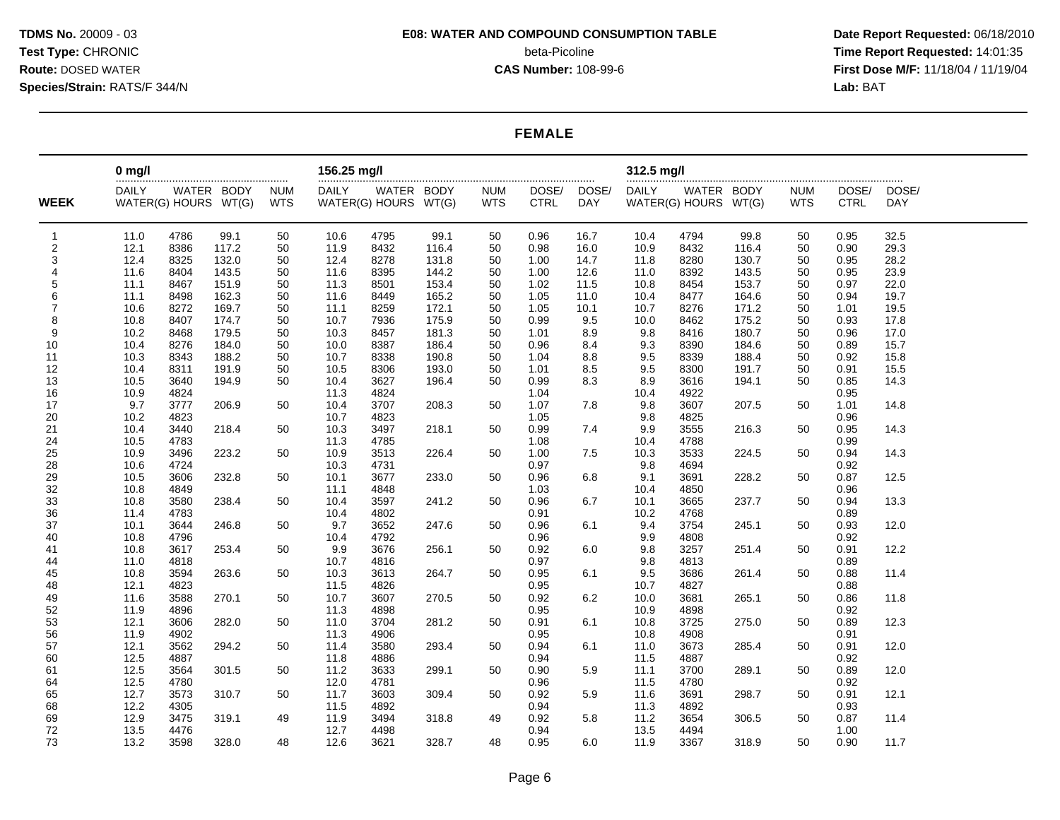**TDMS No.** 20009 - 03
**Test Type:** CHRONIC
**Route:** DOSED WATER
**Species/Strain:** RATS/F 344/N

**E08: WATER AND COMPOUND CONSUMPTION TABLE**
beta-Picoline
**CAS Number:** 108-99-6

**Date Report Requested:** 06/18/2010
**Time Report Requested:** 14:01:35
**First Dose M/F:** 11/18/04 / 11/19/04
**Lab:** BAT

## FEMALE

| WEEK | 0 mg/l | | | | 156.25 mg/l | | | | | | 312.5 mg/l | | | | | |
|---|---|---|---|---|---|---|---|---|---|---|---|---|---|---|---|---|
| | DAILY WATER(G) | WATER HOURS | BODY WT(G) | NUM WTS | DAILY WATER(G) | WATER HOURS | BODY WT(G) | NUM WTS | DOSE/ CTRL | DOSE/ DAY | DAILY WATER(G) | WATER HOURS | BODY WT(G) | NUM WTS | DOSE/ CTRL | DOSE/ DAY |
| 1 | 11.0 | 4786 | 99.1 | 50 | 10.6 | 4795 | 99.1 | 50 | 0.96 | 16.7 | 10.4 | 4794 | 99.8 | 50 | 0.95 | 32.5 |
| 2 | 12.1 | 8386 | 117.2 | 50 | 11.9 | 8432 | 116.4 | 50 | 0.98 | 16.0 | 10.9 | 8432 | 116.4 | 50 | 0.90 | 29.3 |
| 3 | 12.4 | 8325 | 132.0 | 50 | 12.4 | 8278 | 131.8 | 50 | 1.00 | 14.7 | 11.8 | 8280 | 130.7 | 50 | 0.95 | 28.2 |
| 4 | 11.6 | 8404 | 143.5 | 50 | 11.6 | 8395 | 144.2 | 50 | 1.00 | 12.6 | 11.0 | 8392 | 143.5 | 50 | 0.95 | 23.9 |
| 5 | 11.1 | 8467 | 151.9 | 50 | 11.3 | 8501 | 153.4 | 50 | 1.02 | 11.5 | 10.8 | 8454 | 153.7 | 50 | 0.97 | 22.0 |
| 6 | 11.1 | 8498 | 162.3 | 50 | 11.6 | 8449 | 165.2 | 50 | 1.05 | 11.0 | 10.4 | 8477 | 164.6 | 50 | 0.94 | 19.7 |
| 7 | 10.6 | 8272 | 169.7 | 50 | 11.1 | 8259 | 172.1 | 50 | 1.05 | 10.1 | 10.7 | 8276 | 171.2 | 50 | 1.01 | 19.5 |
| 8 | 10.8 | 8407 | 174.7 | 50 | 10.7 | 7936 | 175.9 | 50 | 0.99 | 9.5 | 10.0 | 8462 | 175.2 | 50 | 0.93 | 17.8 |
| 9 | 10.2 | 8468 | 179.5 | 50 | 10.3 | 8457 | 181.3 | 50 | 1.01 | 8.9 | 9.8 | 8416 | 180.7 | 50 | 0.96 | 17.0 |
| 10 | 10.4 | 8276 | 184.0 | 50 | 10.0 | 8387 | 186.4 | 50 | 0.96 | 8.4 | 9.3 | 8390 | 184.6 | 50 | 0.89 | 15.7 |
| 11 | 10.3 | 8343 | 188.2 | 50 | 10.7 | 8338 | 190.8 | 50 | 1.04 | 8.8 | 9.5 | 8339 | 188.4 | 50 | 0.92 | 15.8 |
| 12 | 10.4 | 8311 | 191.9 | 50 | 10.5 | 8306 | 193.0 | 50 | 1.01 | 8.5 | 9.5 | 8300 | 191.7 | 50 | 0.91 | 15.5 |
| 13 | 10.5 | 3640 | 194.9 | 50 | 10.4 | 3627 | 196.4 | 50 | 0.99 | 8.3 | 8.9 | 3616 | 194.1 | 50 | 0.85 | 14.3 |
| 16 | 10.9 | 4824 | | | 11.3 | 4824 | | | 1.04 | | 10.4 | 4922 | | | 0.95 | |
| 17 | 9.7 | 3777 | 206.9 | 50 | 10.4 | 3707 | 208.3 | 50 | 1.07 | 7.8 | 9.8 | 3607 | 207.5 | 50 | 1.01 | 14.8 |
| 20 | 10.2 | 4823 | | | 10.7 | 4823 | | | 1.05 | | 9.8 | 4825 | | | 0.96 | |
| 21 | 10.4 | 3440 | 218.4 | 50 | 10.3 | 3497 | 218.1 | 50 | 0.99 | 7.4 | 9.9 | 3555 | 216.3 | 50 | 0.95 | 14.3 |
| 24 | 10.5 | 4783 | | | 11.3 | 4785 | | | 1.08 | | 10.4 | 4788 | | | 0.99 | |
| 25 | 10.9 | 3496 | 223.2 | 50 | 10.9 | 3513 | 226.4 | 50 | 1.00 | 7.5 | 10.3 | 3533 | 224.5 | 50 | 0.94 | 14.3 |
| 28 | 10.6 | 4724 | | | 10.3 | 4731 | | | 0.97 | | 9.8 | 4694 | | | 0.92 | |
| 29 | 10.5 | 3606 | 232.8 | 50 | 10.1 | 3677 | 233.0 | 50 | 0.96 | 6.8 | 9.1 | 3691 | 228.2 | 50 | 0.87 | 12.5 |
| 32 | 10.8 | 4849 | | | 11.1 | 4848 | | | 1.03 | | 10.4 | 4850 | | | 0.96 | |
| 33 | 10.8 | 3580 | 238.4 | 50 | 10.4 | 3597 | 241.2 | 50 | 0.96 | 6.7 | 10.1 | 3665 | 237.7 | 50 | 0.94 | 13.3 |
| 36 | 11.4 | 4783 | | | 10.4 | 4802 | | | 0.91 | | 10.2 | 4768 | | | 0.89 | |
| 37 | 10.1 | 3644 | 246.8 | 50 | 9.7 | 3652 | 247.6 | 50 | 0.96 | 6.1 | 9.4 | 3754 | 245.1 | 50 | 0.93 | 12.0 |
| 40 | 10.8 | 4796 | | | 10.4 | 4792 | | | 0.96 | | 9.9 | 4808 | | | 0.92 | |
| 41 | 10.8 | 3617 | 253.4 | 50 | 9.9 | 3676 | 256.1 | 50 | 0.92 | 6.0 | 9.8 | 3257 | 251.4 | 50 | 0.91 | 12.2 |
| 44 | 11.0 | 4818 | | | 10.7 | 4816 | | | 0.97 | | 9.8 | 4813 | | | 0.89 | |
| 45 | 10.8 | 3594 | 263.6 | 50 | 10.3 | 3613 | 264.7 | 50 | 0.95 | 6.1 | 9.5 | 3686 | 261.4 | 50 | 0.88 | 11.4 |
| 48 | 12.1 | 4823 | | | 11.5 | 4826 | | | 0.95 | | 10.7 | 4827 | | | 0.88 | |
| 49 | 11.6 | 3588 | 270.1 | 50 | 10.7 | 3607 | 270.5 | 50 | 0.92 | 6.2 | 10.0 | 3681 | 265.1 | 50 | 0.86 | 11.8 |
| 52 | 11.9 | 4896 | | | 11.3 | 4898 | | | 0.95 | | 10.9 | 4898 | | | 0.92 | |
| 53 | 12.1 | 3606 | 282.0 | 50 | 11.0 | 3704 | 281.2 | 50 | 0.91 | 6.1 | 10.8 | 3725 | 275.0 | 50 | 0.89 | 12.3 |
| 56 | 11.9 | 4902 | | | 11.3 | 4906 | | | 0.95 | | 10.8 | 4908 | | | 0.91 | |
| 57 | 12.1 | 3562 | 294.2 | 50 | 11.4 | 3580 | 293.4 | 50 | 0.94 | 6.1 | 11.0 | 3673 | 285.4 | 50 | 0.91 | 12.0 |
| 60 | 12.5 | 4887 | | | 11.8 | 4886 | | | 0.94 | | 11.5 | 4887 | | | 0.92 | |
| 61 | 12.5 | 3564 | 301.5 | 50 | 11.2 | 3633 | 299.1 | 50 | 0.90 | 5.9 | 11.1 | 3700 | 289.1 | 50 | 0.89 | 12.0 |
| 64 | 12.5 | 4780 | | | 12.0 | 4781 | | | 0.96 | | 11.5 | 4780 | | | 0.92 | |
| 65 | 12.7 | 3573 | 310.7 | 50 | 11.7 | 3603 | 309.4 | 50 | 0.92 | 5.9 | 11.6 | 3691 | 298.7 | 50 | 0.91 | 12.1 |
| 68 | 12.2 | 4305 | | | 11.5 | 4892 | | | 0.94 | | 11.3 | 4892 | | | 0.93 | |
| 69 | 12.9 | 3475 | 319.1 | 49 | 11.9 | 3494 | 318.8 | 49 | 0.92 | 5.8 | 11.2 | 3654 | 306.5 | 50 | 0.87 | 11.4 |
| 72 | 13.5 | 4476 | | | 12.7 | 4498 | | | 0.94 | | 13.5 | 4494 | | | 1.00 | |
| 73 | 13.2 | 3598 | 328.0 | 48 | 12.6 | 3621 | 328.7 | 48 | 0.95 | 6.0 | 11.9 | 3367 | 318.9 | 50 | 0.90 | 11.7 |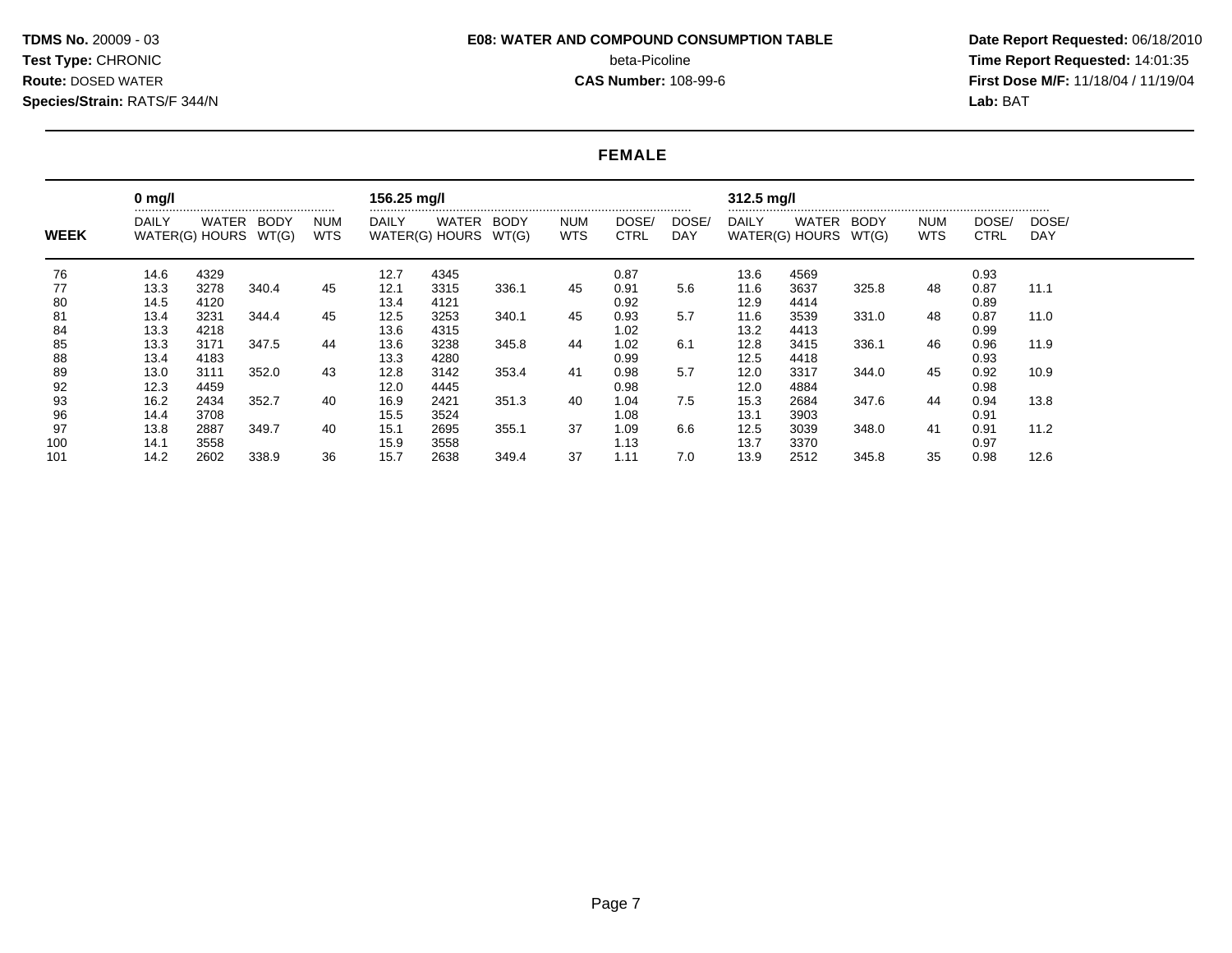**TDMS No.** 20009 - 03
**Test Type:** CHRONIC
**Route:** DOSED WATER
**Species/Strain:** RATS/F 344/N

**E08: WATER AND COMPOUND CONSUMPTION TABLE**
beta-Picoline
**CAS Number:** 108-99-6

**Date Report Requested:** 06/18/2010
**Time Report Requested:** 14:01:35
**First Dose M/F:** 11/18/04 / 11/19/04
**Lab:** BAT

## FEMALE

| WEEK | 0 mg/l | | | | 156.25 mg/l | | | | | | 312.5 mg/l | | | | | |
|---|---|---|---|---|---|---|---|---|---|---|---|---|---|---|---|---|
| | DAILY WATER(G) | WATER HOURS | BODY WT(G) | NUM WTS | DAILY WATER(G) | WATER HOURS | BODY WT(G) | NUM WTS | DOSE/ CTRL | DOSE/ DAY | DAILY WATER(G) | WATER HOURS | BODY WT(G) | NUM WTS | DOSE/ CTRL | DOSE/ DAY |
| 76 | 14.6 | 4329 | | | 12.7 | 4345 | | | 0.87 | | 13.6 | 4569 | | | 0.93 | |
| 77 | 13.3 | 3278 | 340.4 | 45 | 12.1 | 3315 | 336.1 | 45 | 0.91 | 5.6 | 11.6 | 3637 | 325.8 | 48 | 0.87 | 11.1 |
| 80 | 14.5 | 4120 | | | 13.4 | 4121 | | | 0.92 | | 12.9 | 4414 | | | 0.89 | |
| 81 | 13.4 | 3231 | 344.4 | 45 | 12.5 | 3253 | 340.1 | 45 | 0.93 | 5.7 | 11.6 | 3539 | 331.0 | 48 | 0.87 | 11.0 |
| 84 | 13.3 | 4218 | | | 13.6 | 4315 | | | 1.02 | | 13.2 | 4413 | | | 0.99 | |
| 85 | 13.3 | 3171 | 347.5 | 44 | 13.6 | 3238 | 345.8 | 44 | 1.02 | 6.1 | 12.8 | 3415 | 336.1 | 46 | 0.96 | 11.9 |
| 88 | 13.4 | 4183 | | | 13.3 | 4280 | | | 0.99 | | 12.5 | 4418 | | | 0.93 | |
| 89 | 13.0 | 3111 | 352.0 | 43 | 12.8 | 3142 | 353.4 | 41 | 0.98 | 5.7 | 12.0 | 3317 | 344.0 | 45 | 0.92 | 10.9 |
| 92 | 12.3 | 4459 | | | 12.0 | 4445 | | | 0.98 | | 12.0 | 4884 | | | 0.98 | |
| 93 | 16.2 | 2434 | 352.7 | 40 | 16.9 | 2421 | 351.3 | 40 | 1.04 | 7.5 | 15.3 | 2684 | 347.6 | 44 | 0.94 | 13.8 |
| 96 | 14.4 | 3708 | | | 15.5 | 3524 | | | 1.08 | | 13.1 | 3903 | | | 0.91 | |
| 97 | 13.8 | 2887 | 349.7 | 40 | 15.1 | 2695 | 355.1 | 37 | 1.09 | 6.6 | 12.5 | 3039 | 348.0 | 41 | 0.91 | 11.2 |
| 100 | 14.1 | 3558 | | | 15.9 | 3558 | | | 1.13 | | 13.7 | 3370 | | | 0.97 | |
| 101 | 14.2 | 2602 | 338.9 | 36 | 15.7 | 2638 | 349.4 | 37 | 1.11 | 7.0 | 13.9 | 2512 | 345.8 | 35 | 0.98 | 12.6 |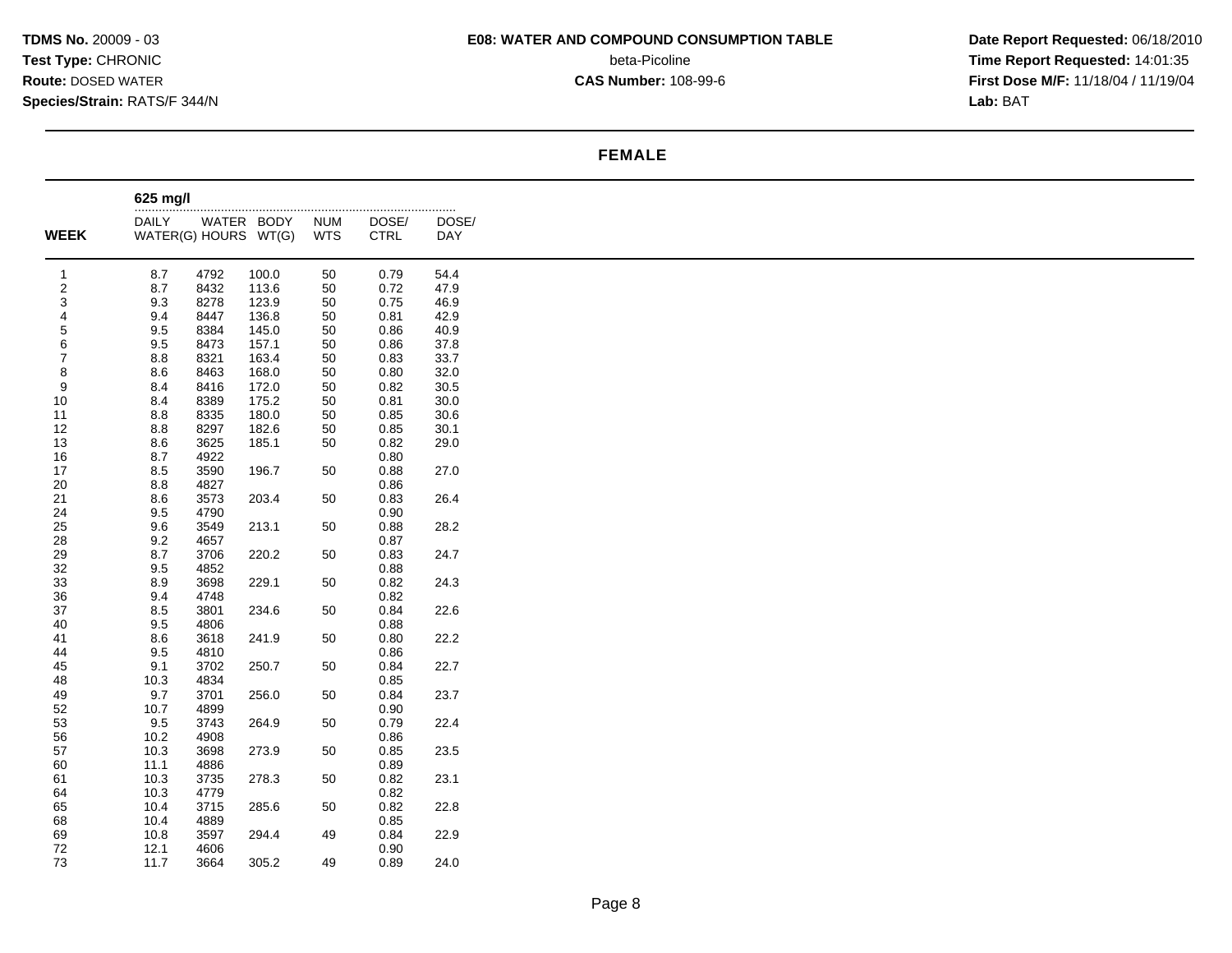**TDMS No.** 20009 - 03
**Test Type:** CHRONIC
**Route:** DOSED WATER
**Species/Strain:** RATS/F 344/N

**E08: WATER AND COMPOUND CONSUMPTION TABLE**
beta-Picoline
**CAS Number:** 108-99-6

**Date Report Requested:** 06/18/2010
**Time Report Requested:** 14:01:35
**First Dose M/F:** 11/18/04 / 11/19/04
**Lab:** BAT

## FEMALE

| WEEK | 625 mg/l DAILY WATER(G) | WATER HOURS | BODY WT(G) | NUM WTS | DOSE/ CTRL | DOSE/ DAY |
|---|---|---|---|---|---|---|
| 1 | 8.7 | 4792 | 100.0 | 50 | 0.79 | 54.4 |
| 2 | 8.7 | 8432 | 113.6 | 50 | 0.72 | 47.9 |
| 3 | 9.3 | 8278 | 123.9 | 50 | 0.75 | 46.9 |
| 4 | 9.4 | 8447 | 136.8 | 50 | 0.81 | 42.9 |
| 5 | 9.5 | 8384 | 145.0 | 50 | 0.86 | 40.9 |
| 6 | 9.5 | 8473 | 157.1 | 50 | 0.86 | 37.8 |
| 7 | 8.8 | 8321 | 163.4 | 50 | 0.83 | 33.7 |
| 8 | 8.6 | 8463 | 168.0 | 50 | 0.80 | 32.0 |
| 9 | 8.4 | 8416 | 172.0 | 50 | 0.82 | 30.5 |
| 10 | 8.4 | 8389 | 175.2 | 50 | 0.81 | 30.0 |
| 11 | 8.8 | 8335 | 180.0 | 50 | 0.85 | 30.6 |
| 12 | 8.8 | 8297 | 182.6 | 50 | 0.85 | 30.1 |
| 13 | 8.6 | 3625 | 185.1 | 50 | 0.82 | 29.0 |
| 16 | 8.7 | 4922 | | | 0.80 | |
| 17 | 8.5 | 3590 | 196.7 | 50 | 0.88 | 27.0 |
| 20 | 8.8 | 4827 | | | 0.86 | |
| 21 | 8.6 | 3573 | 203.4 | 50 | 0.83 | 26.4 |
| 24 | 9.5 | 4790 | | | 0.90 | |
| 25 | 9.6 | 3549 | 213.1 | 50 | 0.88 | 28.2 |
| 28 | 9.2 | 4657 | | | 0.87 | |
| 29 | 8.7 | 3706 | 220.2 | 50 | 0.83 | 24.7 |
| 32 | 9.5 | 4852 | | | 0.88 | |
| 33 | 8.9 | 3698 | 229.1 | 50 | 0.82 | 24.3 |
| 36 | 9.4 | 4748 | | | 0.82 | |
| 37 | 8.5 | 3801 | 234.6 | 50 | 0.84 | 22.6 |
| 40 | 9.5 | 4806 | | | 0.88 | |
| 41 | 8.6 | 3618 | 241.9 | 50 | 0.80 | 22.2 |
| 44 | 9.5 | 4810 | | | 0.86 | |
| 45 | 9.1 | 3702 | 250.7 | 50 | 0.84 | 22.7 |
| 48 | 10.3 | 4834 | | | 0.85 | |
| 49 | 9.7 | 3701 | 256.0 | 50 | 0.84 | 23.7 |
| 52 | 10.7 | 4899 | | | 0.90 | |
| 53 | 9.5 | 3743 | 264.9 | 50 | 0.79 | 22.4 |
| 56 | 10.2 | 4908 | | | 0.86 | |
| 57 | 10.3 | 3698 | 273.9 | 50 | 0.85 | 23.5 |
| 60 | 11.1 | 4886 | | | 0.89 | |
| 61 | 10.3 | 3735 | 278.3 | 50 | 0.82 | 23.1 |
| 64 | 10.3 | 4779 | | | 0.82 | |
| 65 | 10.4 | 3715 | 285.6 | 50 | 0.82 | 22.8 |
| 68 | 10.4 | 4889 | | | 0.85 | |
| 69 | 10.8 | 3597 | 294.4 | 49 | 0.84 | 22.9 |
| 72 | 12.1 | 4606 | | | 0.90 | |
| 73 | 11.7 | 3664 | 305.2 | 49 | 0.89 | 24.0 |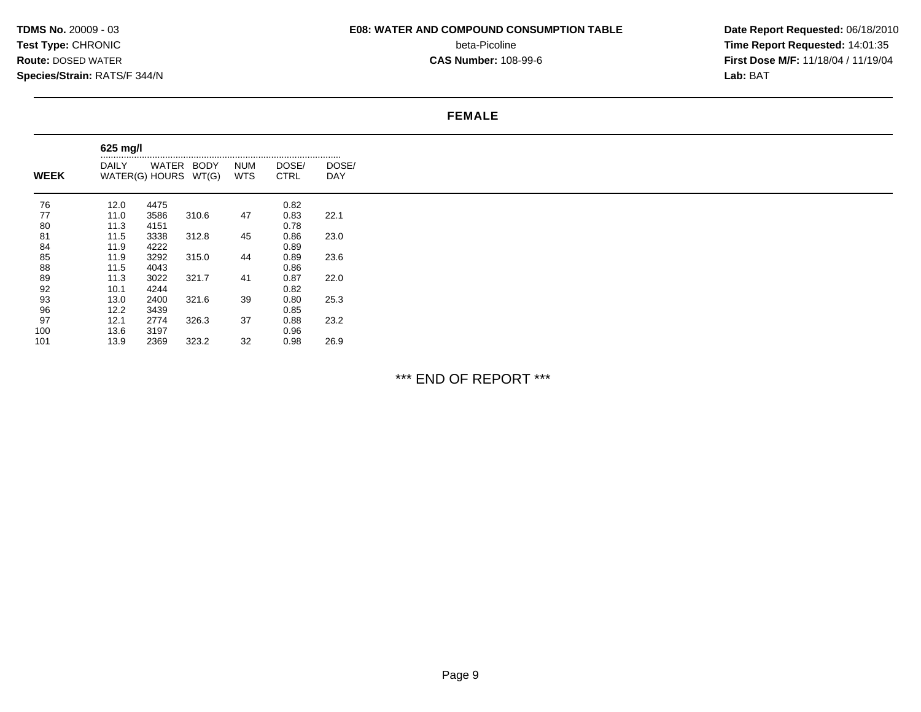**TDMS No.** 20009 - 03
**Test Type:** CHRONIC
**Route:** DOSED WATER
**Species/Strain:** RATS/F 344/N

**E08: WATER AND COMPOUND CONSUMPTION TABLE**
beta-Picoline
**CAS Number:** 108-99-6

**Date Report Requested:** 06/18/2010
**Time Report Requested:** 14:01:35
**First Dose M/F:** 11/18/04 / 11/19/04
**Lab:** BAT

## FEMALE

| | 625 mg/l | | | | | |
|---|---|---|---|---|---|---|
| **WEEK** | DAILY WATER(G) | WATER HOURS | BODY WT(G) | NUM WTS | DOSE/ CTRL | DOSE/ DAY |
| 76 | 12.0 | 4475 | | | 0.82 | |
| 77 | 11.0 | 3586 | 310.6 | 47 | 0.83 | 22.1 |
| 80 | 11.3 | 4151 | | | 0.78 | |
| 81 | 11.5 | 3338 | 312.8 | 45 | 0.86 | 23.0 |
| 84 | 11.9 | 4222 | | | 0.89 | |
| 85 | 11.9 | 3292 | 315.0 | 44 | 0.89 | 23.6 |
| 88 | 11.5 | 4043 | | | 0.86 | |
| 89 | 11.3 | 3022 | 321.7 | 41 | 0.87 | 22.0 |
| 92 | 10.1 | 4244 | | | 0.82 | |
| 93 | 13.0 | 2400 | 321.6 | 39 | 0.80 | 25.3 |
| 96 | 12.2 | 3439 | | | 0.85 | |
| 97 | 12.1 | 2774 | 326.3 | 37 | 0.88 | 23.2 |
| 100 | 13.6 | 3197 | | | 0.96 | |
| 101 | 13.9 | 2369 | 323.2 | 32 | 0.98 | 26.9 |

*** END OF REPORT ***